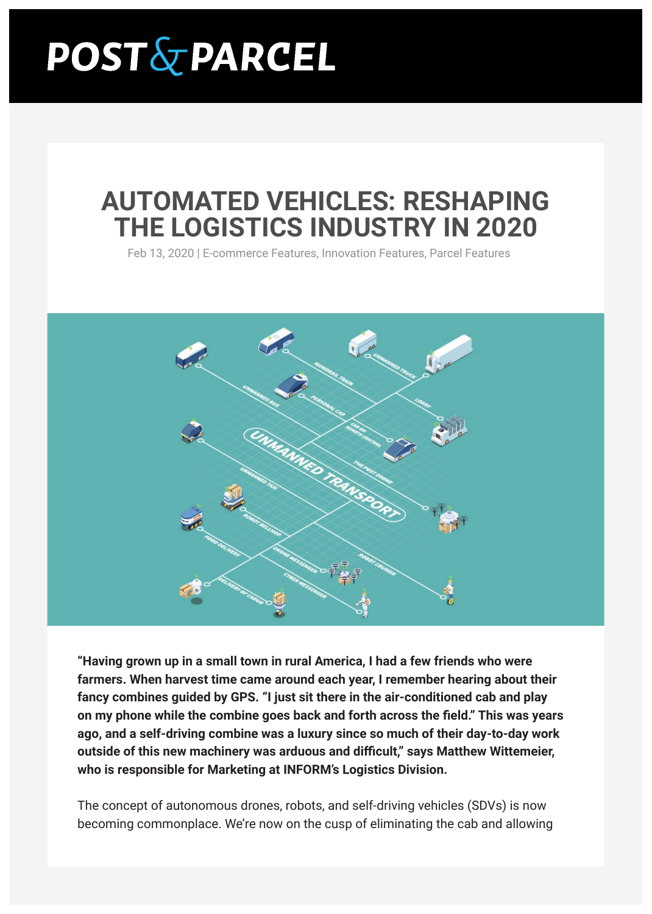# AUTOMATED VEHICLES: RESHAPING THE LOGISTICS INDUSTRY IN 2020

Feb 13, 2020 | E-commerce Features, Innovation Features, Parcel Features

**"Having grown up in a small town in rural America, I had a few friends who were farmers. When harvest time came around each year, I remember hearing about their fancy combines guided by GPS. "I just sit there in the air-conditioned cab and play on my phone while the combine goes back and forth across the field." This was years ago, and a self-driving combine was a luxury since so much of their day-to-day work outside of this new machinery was arduous and difficult," says Matthew Wittemeier, who is responsible for Marketing at INFORM's Logistics Division.**

The concept of autonomous drones, robots, and self-driving vehicles (SDVs) is now becoming commonplace. We're now on the cusp of eliminating the cab and allowing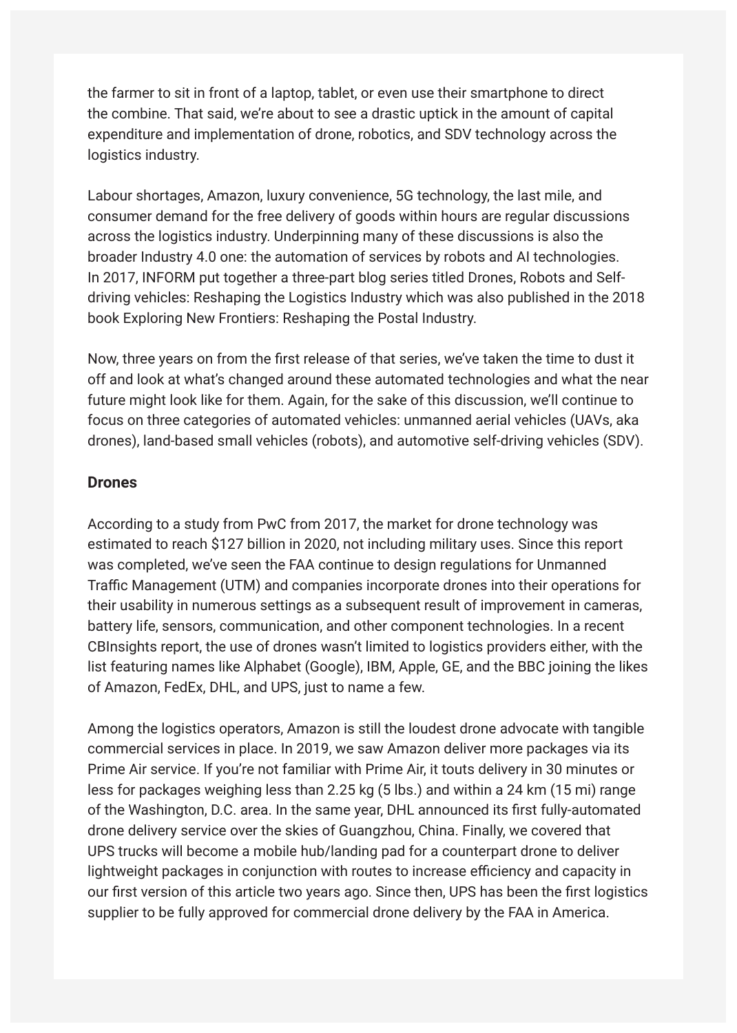the farmer to sit in front of a laptop, tablet, or even use their smartphone to direct the combine. That said, we're about to see a drastic uptick in the amount of capital expenditure and implementation of drone, robotics, and SDV technology across the logistics industry.

Labour shortages, Amazon, luxury convenience, 5G technology, the last mile, and consumer demand for the free delivery of goods within hours are regular discussions across the logistics industry. Underpinning many of these discussions is also the broader Industry 4.0 one: the automation of services by robots and AI technologies. In 2017, INFORM put together a three-part blog series titled Drones, Robots and Self-driving vehicles: Reshaping the Logistics Industry which was also published in the 2018 book Exploring New Frontiers: Reshaping the Postal Industry.

Now, three years on from the first release of that series, we've taken the time to dust it off and look at what's changed around these automated technologies and what the near future might look like for them. Again, for the sake of this discussion, we'll continue to focus on three categories of automated vehicles: unmanned aerial vehicles (UAVs, aka drones), land-based small vehicles (robots), and automotive self-driving vehicles (SDV).

**Drones**

According to a study from PwC from 2017, the market for drone technology was estimated to reach $127 billion in 2020, not including military uses. Since this report was completed, we've seen the FAA continue to design regulations for Unmanned Traffic Management (UTM) and companies incorporate drones into their operations for their usability in numerous settings as a subsequent result of improvement in cameras, battery life, sensors, communication, and other component technologies. In a recent CBInsights report, the use of drones wasn't limited to logistics providers either, with the list featuring names like Alphabet (Google), IBM, Apple, GE, and the BBC joining the likes of Amazon, FedEx, DHL, and UPS, just to name a few.

Among the logistics operators, Amazon is still the loudest drone advocate with tangible commercial services in place. In 2019, we saw Amazon deliver more packages via its Prime Air service. If you're not familiar with Prime Air, it touts delivery in 30 minutes or less for packages weighing less than 2.25 kg (5 lbs.) and within a 24 km (15 mi) range of the Washington, D.C. area. In the same year, DHL announced its first fully-automated drone delivery service over the skies of Guangzhou, China. Finally, we covered that UPS trucks will become a mobile hub/landing pad for a counterpart drone to deliver lightweight packages in conjunction with routes to increase efficiency and capacity in our first version of this article two years ago. Since then, UPS has been the first logistics supplier to be fully approved for commercial drone delivery by the FAA in America.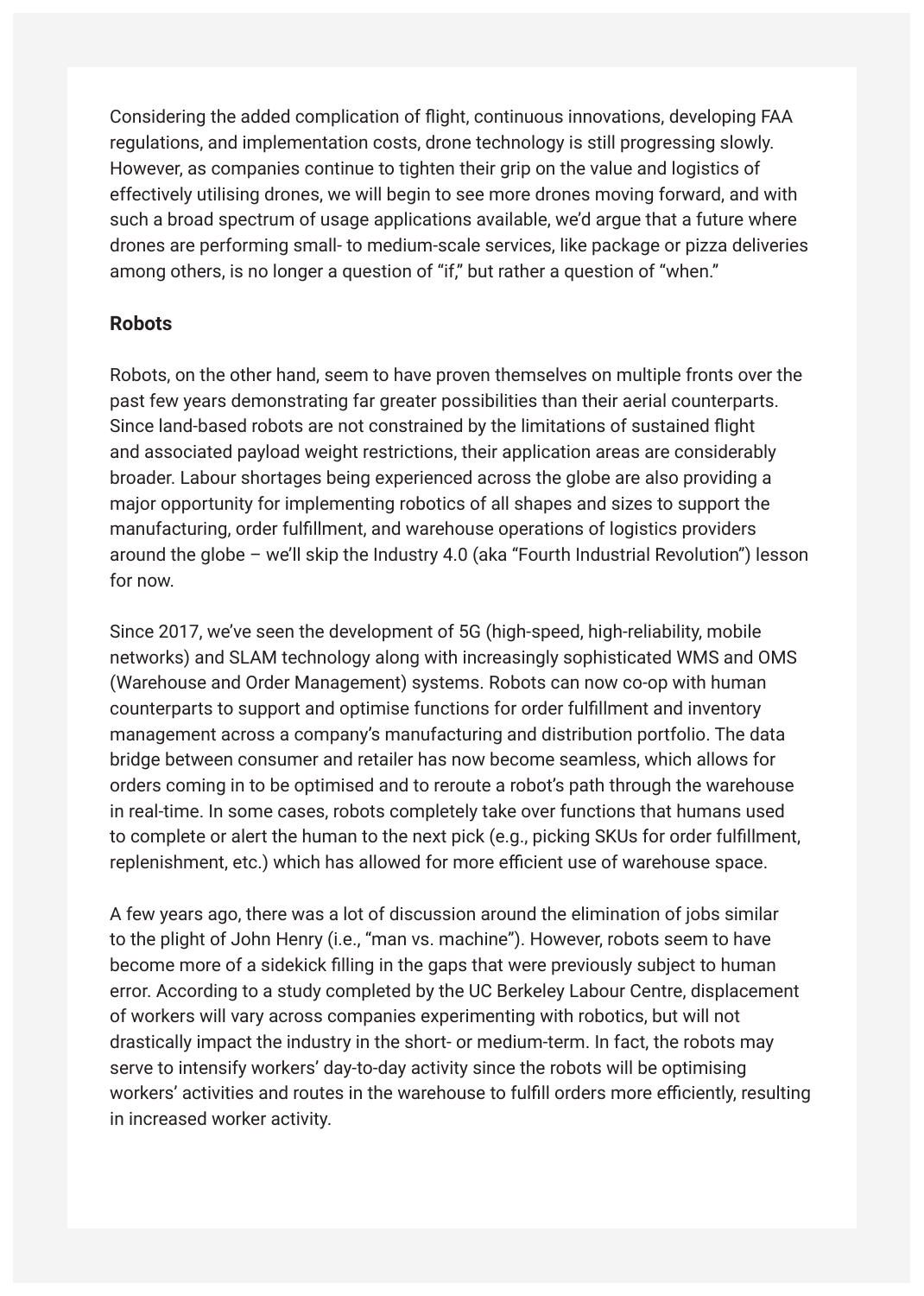Considering the added complication of flight, continuous innovations, developing FAA regulations, and implementation costs, drone technology is still progressing slowly. However, as companies continue to tighten their grip on the value and logistics of effectively utilising drones, we will begin to see more drones moving forward, and with such a broad spectrum of usage applications available, we'd argue that a future where drones are performing small- to medium-scale services, like package or pizza deliveries among others, is no longer a question of "if," but rather a question of "when."

**Robots**

Robots, on the other hand, seem to have proven themselves on multiple fronts over the past few years demonstrating far greater possibilities than their aerial counterparts. Since land-based robots are not constrained by the limitations of sustained flight and associated payload weight restrictions, their application areas are considerably broader. Labour shortages being experienced across the globe are also providing a major opportunity for implementing robotics of all shapes and sizes to support the manufacturing, order fulfillment, and warehouse operations of logistics providers around the globe – we'll skip the Industry 4.0 (aka "Fourth Industrial Revolution") lesson for now.

Since 2017, we've seen the development of 5G (high-speed, high-reliability, mobile networks) and SLAM technology along with increasingly sophisticated WMS and OMS (Warehouse and Order Management) systems. Robots can now co-op with human counterparts to support and optimise functions for order fulfillment and inventory management across a company's manufacturing and distribution portfolio. The data bridge between consumer and retailer has now become seamless, which allows for orders coming in to be optimised and to reroute a robot's path through the warehouse in real-time. In some cases, robots completely take over functions that humans used to complete or alert the human to the next pick (e.g., picking SKUs for order fulfillment, replenishment, etc.) which has allowed for more efficient use of warehouse space.

A few years ago, there was a lot of discussion around the elimination of jobs similar to the plight of John Henry (i.e., "man vs. machine"). However, robots seem to have become more of a sidekick filling in the gaps that were previously subject to human error. According to a study completed by the UC Berkeley Labour Centre, displacement of workers will vary across companies experimenting with robotics, but will not drastically impact the industry in the short- or medium-term. In fact, the robots may serve to intensify workers' day-to-day activity since the robots will be optimising workers' activities and routes in the warehouse to fulfill orders more efficiently, resulting in increased worker activity.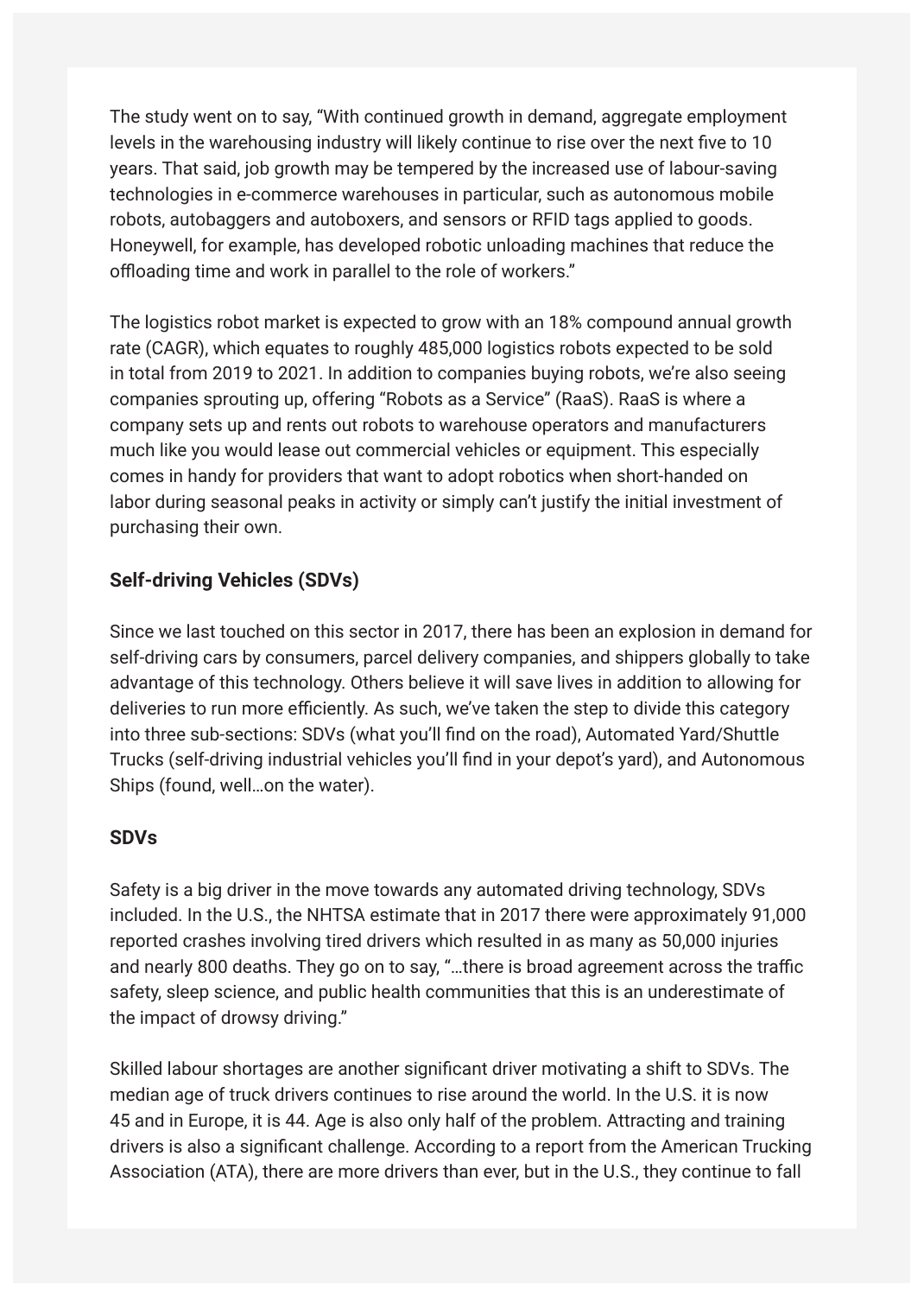The study went on to say, “With continued growth in demand, aggregate employment levels in the warehousing industry will likely continue to rise over the next five to 10 years. That said, job growth may be tempered by the increased use of labour-saving technologies in e-commerce warehouses in particular, such as autonomous mobile robots, autobaggers and autoboxers, and sensors or RFID tags applied to goods. Honeywell, for example, has developed robotic unloading machines that reduce the offloading time and work in parallel to the role of workers.”

The logistics robot market is expected to grow with an 18% compound annual growth rate (CAGR), which equates to roughly 485,000 logistics robots expected to be sold in total from 2019 to 2021. In addition to companies buying robots, we’re also seeing companies sprouting up, offering “Robots as a Service” (RaaS). RaaS is where a company sets up and rents out robots to warehouse operators and manufacturers much like you would lease out commercial vehicles or equipment. This especially comes in handy for providers that want to adopt robotics when short-handed on labor during seasonal peaks in activity or simply can’t justify the initial investment of purchasing their own.

## Self-driving Vehicles (SDVs)

Since we last touched on this sector in 2017, there has been an explosion in demand for self-driving cars by consumers, parcel delivery companies, and shippers globally to take advantage of this technology. Others believe it will save lives in addition to allowing for deliveries to run more efficiently. As such, we’ve taken the step to divide this category into three sub-sections: SDVs (what you’ll find on the road), Automated Yard/Shuttle Trucks (self-driving industrial vehicles you’ll find in your depot’s yard), and Autonomous Ships (found, well…on the water).

### SDVs

Safety is a big driver in the move towards any automated driving technology, SDVs included. In the U.S., the NHTSA estimate that in 2017 there were approximately 91,000 reported crashes involving tired drivers which resulted in as many as 50,000 injuries and nearly 800 deaths. They go on to say, “…there is broad agreement across the traffic safety, sleep science, and public health communities that this is an underestimate of the impact of drowsy driving.”

Skilled labour shortages are another significant driver motivating a shift to SDVs. The median age of truck drivers continues to rise around the world. In the U.S. it is now 45 and in Europe, it is 44. Age is also only half of the problem. Attracting and training drivers is also a significant challenge. According to a report from the American Trucking Association (ATA), there are more drivers than ever, but in the U.S., they continue to fall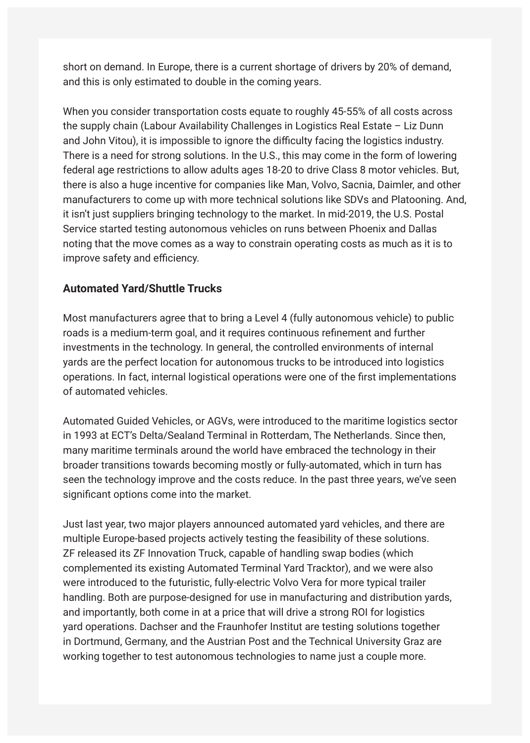short on demand. In Europe, there is a current shortage of drivers by 20% of demand, and this is only estimated to double in the coming years.

When you consider transportation costs equate to roughly 45-55% of all costs across the supply chain (Labour Availability Challenges in Logistics Real Estate – Liz Dunn and John Vitou), it is impossible to ignore the difficulty facing the logistics industry. There is a need for strong solutions. In the U.S., this may come in the form of lowering federal age restrictions to allow adults ages 18-20 to drive Class 8 motor vehicles. But, there is also a huge incentive for companies like Man, Volvo, Sacnia, Daimler, and other manufacturers to come up with more technical solutions like SDVs and Platooning. And, it isn't just suppliers bringing technology to the market. In mid-2019, the U.S. Postal Service started testing autonomous vehicles on runs between Phoenix and Dallas noting that the move comes as a way to constrain operating costs as much as it is to improve safety and efficiency.

**Automated Yard/Shuttle Trucks**

Most manufacturers agree that to bring a Level 4 (fully autonomous vehicle) to public roads is a medium-term goal, and it requires continuous refinement and further investments in the technology. In general, the controlled environments of internal yards are the perfect location for autonomous trucks to be introduced into logistics operations. In fact, internal logistical operations were one of the first implementations of automated vehicles.

Automated Guided Vehicles, or AGVs, were introduced to the maritime logistics sector in 1993 at ECT's Delta/Sealand Terminal in Rotterdam, The Netherlands. Since then, many maritime terminals around the world have embraced the technology in their broader transitions towards becoming mostly or fully-automated, which in turn has seen the technology improve and the costs reduce. In the past three years, we've seen significant options come into the market.

Just last year, two major players announced automated yard vehicles, and there are multiple Europe-based projects actively testing the feasibility of these solutions. ZF released its ZF Innovation Truck, capable of handling swap bodies (which complemented its existing Automated Terminal Yard Tracktor), and we were also were introduced to the futuristic, fully-electric Volvo Vera for more typical trailer handling. Both are purpose-designed for use in manufacturing and distribution yards, and importantly, both come in at a price that will drive a strong ROI for logistics yard operations. Dachser and the Fraunhofer Institut are testing solutions together in Dortmund, Germany, and the Austrian Post and the Technical University Graz are working together to test autonomous technologies to name just a couple more.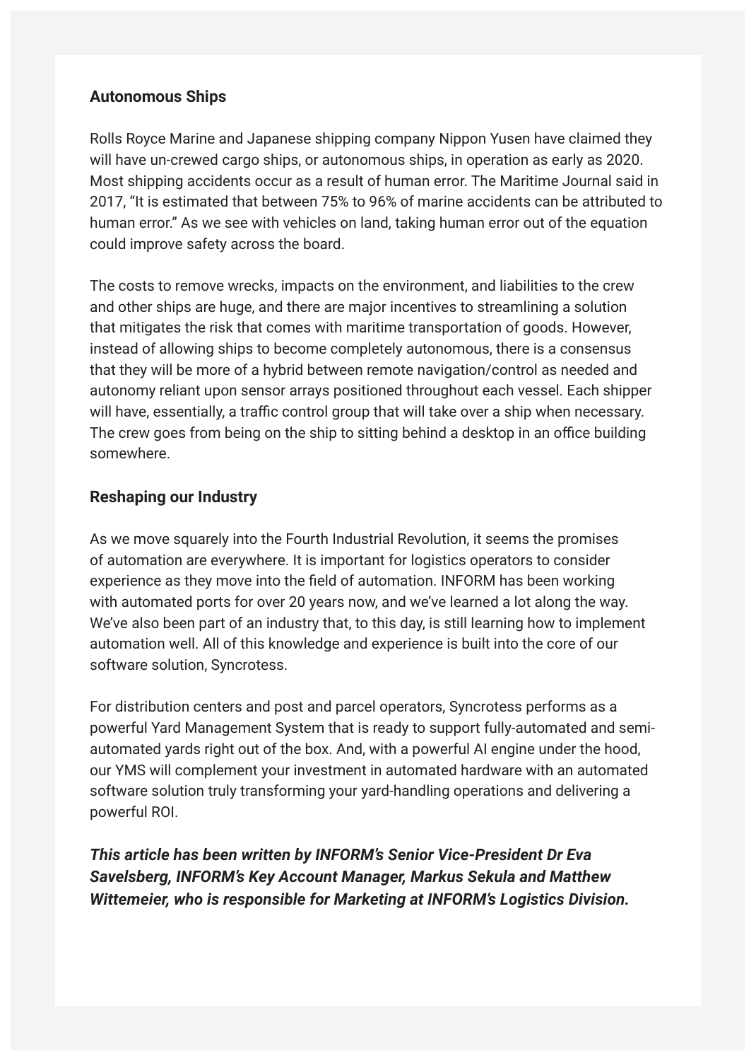**Autonomous Ships**

Rolls Royce Marine and Japanese shipping company Nippon Yusen have claimed they will have un-crewed cargo ships, or autonomous ships, in operation as early as 2020. Most shipping accidents occur as a result of human error. The Maritime Journal said in 2017, "It is estimated that between 75% to 96% of marine accidents can be attributed to human error." As we see with vehicles on land, taking human error out of the equation could improve safety across the board.

The costs to remove wrecks, impacts on the environment, and liabilities to the crew and other ships are huge, and there are major incentives to streamlining a solution that mitigates the risk that comes with maritime transportation of goods. However, instead of allowing ships to become completely autonomous, there is a consensus that they will be more of a hybrid between remote navigation/control as needed and autonomy reliant upon sensor arrays positioned throughout each vessel. Each shipper will have, essentially, a traffic control group that will take over a ship when necessary. The crew goes from being on the ship to sitting behind a desktop in an office building somewhere.

**Reshaping our Industry**

As we move squarely into the Fourth Industrial Revolution, it seems the promises of automation are everywhere. It is important for logistics operators to consider experience as they move into the field of automation. INFORM has been working with automated ports for over 20 years now, and we've learned a lot along the way. We've also been part of an industry that, to this day, is still learning how to implement automation well. All of this knowledge and experience is built into the core of our software solution, Syncrotess.

For distribution centers and post and parcel operators, Syncrotess performs as a powerful Yard Management System that is ready to support fully-automated and semi-automated yards right out of the box. And, with a powerful AI engine under the hood, our YMS will complement your investment in automated hardware with an automated software solution truly transforming your yard-handling operations and delivering a powerful ROI.

***This article has been written by INFORM's Senior Vice-President Dr Eva Savelsberg, INFORM's Key Account Manager, Markus Sekula and Matthew Wittemeier, who is responsible for Marketing at INFORM's Logistics Division.***